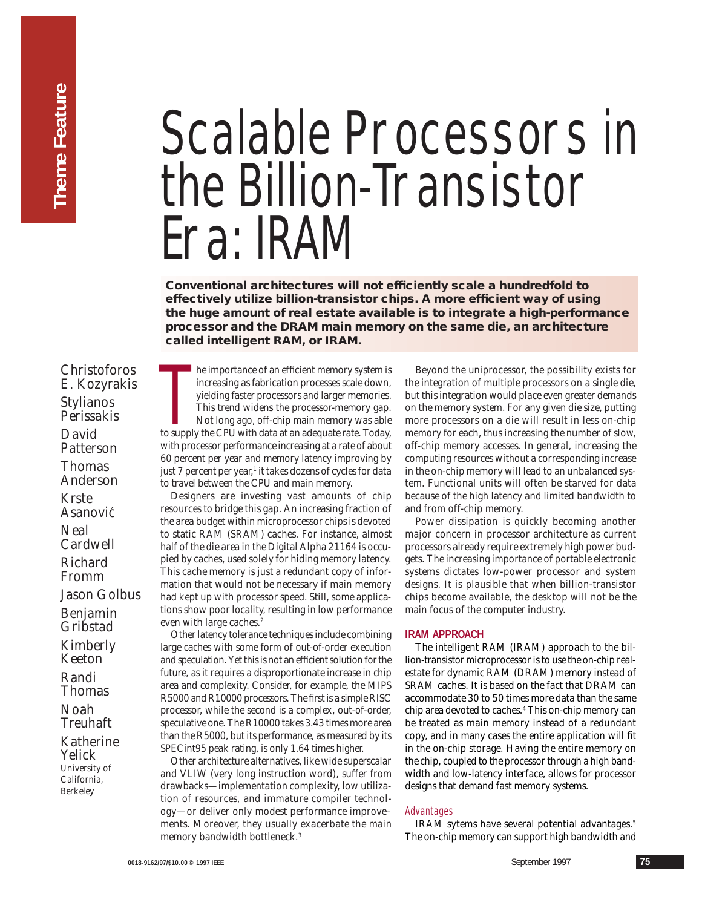# Scalable Processors in the Billion-Transistor Era: IRAM

**Conventional architectures will not efficiently scale a hundredfold to effectively utilize billion-transistor chips. A more efficient way of using the huge amount of real estate available is to integrate a high-performance processor and the DRAM main memory on the same die, an architecture called intelligent RAM, or IRAM.**

Christoforos E. Kozyrakis
Stylianos Perissakis
David Patterson
Thomas Anderson
Krste Asanović
Neal Cardwell
Richard Fromm
Jason Golbus
Benjamin Gribstad
Kimberly Keeton
Randi Thomas
Noah Treuhaft
Katherine Yelick
University of California, Berkeley

The importance of an efficient memory system is increasing as fabrication processes scale down, yielding faster processors and larger memories. This trend widens the processor-memory gap. Not long ago, off-chip main memory was able to supply the CPU with data at an adequate rate. Today, with processor performance increasing at a rate of about 60 percent per year and memory latency improving by just 7 percent per year,[1] it takes dozens of cycles for data to travel between the CPU and main memory.

Designers are investing vast amounts of chip resources to bridge this gap. An increasing fraction of the area budget within microprocessor chips is devoted to static RAM (SRAM) caches. For instance, almost half of the die area in the Digital Alpha 21164 is occupied by caches, used solely for hiding memory latency. This cache memory is just a redundant copy of information that would not be necessary if main memory had kept up with processor speed. Still, some applications show poor locality, resulting in low performance even with large caches.[2]

Other latency tolerance techniques include combining large caches with some form of out-of-order execution and speculation. Yet this is not an efficient solution for the future, as it requires a disproportionate increase in chip area and complexity. Consider, for example, the MIPS R5000 and R10000 processors. The first is a simple RISC processor, while the second is a complex, out-of-order, speculative one. The R10000 takes 3.43 times more area than the R5000, but its performance, as measured by its SPECint95 peak rating, is only 1.64 times higher.

Other architecture alternatives, like wide superscalar and VLIW (very long instruction word), suffer from drawbacks—implementation complexity, low utilization of resources, and immature compiler technology—or deliver only modest performance improvements. Moreover, they usually exacerbate the main memory bandwidth bottleneck.[3]

Beyond the uniprocessor, the possibility exists for the integration of multiple processors on a single die, but this integration would place even greater demands on the memory system. For any given die size, putting more processors on a die will result in less on-chip memory for each, thus increasing the number of slow, off-chip memory accesses. In general, increasing the computing resources without a corresponding increase in the on-chip memory will lead to an unbalanced system. Functional units will often be starved for data because of the high latency and limited bandwidth to and from off-chip memory.

Power dissipation is quickly becoming another major concern in processor architecture as current processors already require extremely high power budgets. The increasing importance of portable electronic systems dictates low-power processor and system designs. It is plausible that when billion-transistor chips become available, the desktop will not be the main focus of the computer industry.

## IRAM APPROACH

The intelligent RAM (IRAM) approach to the billion-transistor microprocessor is to use the on-chip real-estate for dynamic RAM (DRAM) memory instead of SRAM caches. It is based on the fact that DRAM can accommodate 30 to 50 times more data than the same chip area devoted to caches.[4] This on-chip memory can be treated as main memory instead of a redundant copy, and in many cases the entire application will fit in the on-chip storage. Having the entire memory on the chip, coupled to the processor through a high bandwidth and low-latency interface, allows for processor designs that demand fast memory systems.

### Advantages

IRAM sytems have several potential advantages.[5] The on-chip memory can support high bandwidth and

0018-9162/97/$10.00 © 1997 IEEE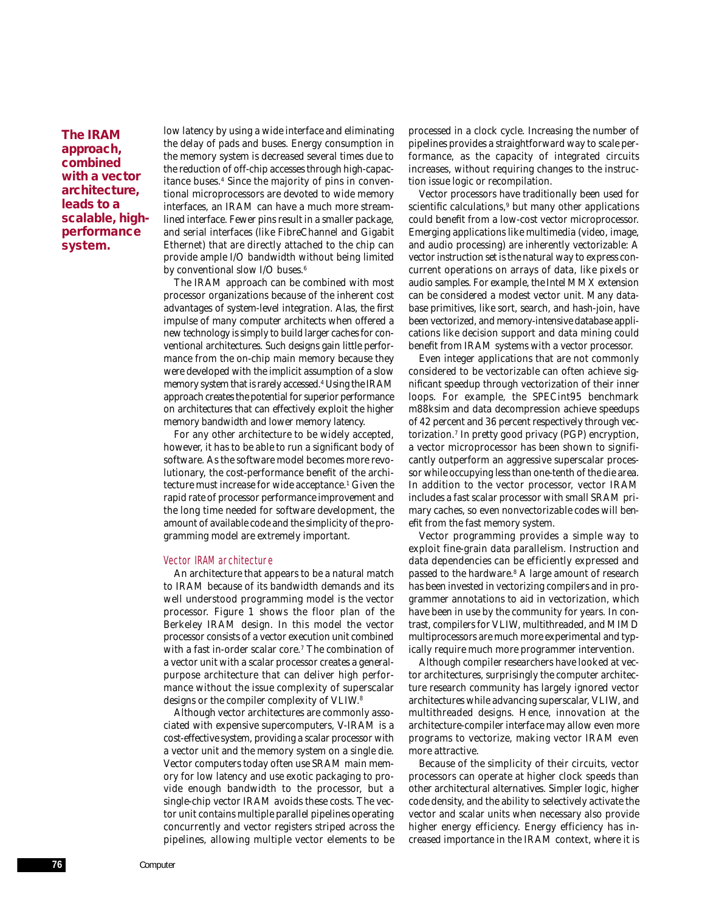**The IRAM approach, combined with a vector architecture, leads to a scalable, high-performance system.**

low latency by using a wide interface and eliminating the delay of pads and buses. Energy consumption in the memory system is decreased several times due to the reduction of off-chip accesses through high-capacitance buses.[4] Since the majority of pins in conventional microprocessors are devoted to wide memory interfaces, an IRAM can have a much more streamlined interface. Fewer pins result in a smaller package, and serial interfaces (like FibreChannel and Gigabit Ethernet) that are directly attached to the chip can provide ample I/O bandwidth without being limited by conventional slow I/O buses.[6]

The IRAM approach can be combined with most processor organizations because of the inherent cost advantages of system-level integration. Alas, the first impulse of many computer architects when offered a new technology is simply to build larger caches for conventional architectures. Such designs gain little performance from the on-chip main memory because they were developed with the implicit assumption of a slow memory system that is rarely accessed.[4] Using the IRAM approach creates the potential for superior performance on architectures that can effectively exploit the higher memory bandwidth and lower memory latency.

For any other architecture to be widely accepted, however, it has to be able to run a significant body of software. As the software model becomes more revolutionary, the cost-performance benefit of the architecture must increase for wide acceptance.[1] Given the rapid rate of processor performance improvement and the long time needed for software development, the amount of available code and the simplicity of the programming model are extremely important.

### *Vector IRAM architecture*

An architecture that appears to be a natural match to IRAM because of its bandwidth demands and its well understood programming model is the vector processor. Figure 1 shows the floor plan of the Berkeley IRAM design. In this model the vector processor consists of a vector execution unit combined with a fast in-order scalar core.[7] The combination of a vector unit with a scalar processor creates a general-purpose architecture that can deliver high performance without the issue complexity of superscalar designs or the compiler complexity of VLIW.[8]

Although vector architectures are commonly associated with expensive supercomputers, V-IRAM is a cost-effective system, providing a scalar processor with a vector unit and the memory system on a single die. Vector computers today often use SRAM main memory for low latency and use exotic packaging to provide enough bandwidth to the processor, but a single-chip vector IRAM avoids these costs. The vector unit contains multiple parallel pipelines operating concurrently and vector registers striped across the pipelines, allowing multiple vector elements to be processed in a clock cycle. Increasing the number of pipelines provides a straightforward way to scale performance, as the capacity of integrated circuits increases, without requiring changes to the instruction issue logic or recompilation.

Vector processors have traditionally been used for scientific calculations,[9] but many other applications could benefit from a low-cost vector microprocessor. Emerging applications like multimedia (video, image, and audio processing) are inherently vectorizable: A vector instruction set is the natural way to express concurrent operations on arrays of data, like pixels or audio samples. For example, the Intel MMX extension can be considered a modest vector unit. Many database primitives, like sort, search, and hash-join, have been vectorized, and memory-intensive database applications like decision support and data mining could benefit from IRAM systems with a vector processor.

Even integer applications that are not commonly considered to be vectorizable can often achieve significant speedup through vectorization of their inner loops. For example, the SPECint95 benchmark m88ksim and data decompression achieve speedups of 42 percent and 36 percent respectively through vectorization.[7] In pretty good privacy (PGP) encryption, a vector microprocessor has been shown to significantly outperform an aggressive superscalar processor while occupying less than one-tenth of the die area. In addition to the vector processor, vector IRAM includes a fast scalar processor with small SRAM primary caches, so even nonvectorizable codes will benefit from the fast memory system.

Vector programming provides a simple way to exploit fine-grain data parallelism. Instruction and data dependencies can be efficiently expressed and passed to the hardware.[8] A large amount of research has been invested in vectorizing compilers and in programmer annotations to aid in vectorization, which have been in use by the community for years. In contrast, compilers for VLIW, multithreaded, and MIMD multiprocessors are much more experimental and typically require much more programmer intervention.

Although compiler researchers have looked at vector architectures, surprisingly the computer architecture research community has largely ignored vector architectures while advancing superscalar, VLIW, and multithreaded designs. Hence, innovation at the architecture-compiler interface may allow even more programs to vectorize, making vector IRAM even more attractive.

Because of the simplicity of their circuits, vector processors can operate at higher clock speeds than other architectural alternatives. Simpler logic, higher code density, and the ability to selectively activate the vector and scalar units when necessary also provide higher energy efficiency. Energy efficiency has increased importance in the IRAM context, where it is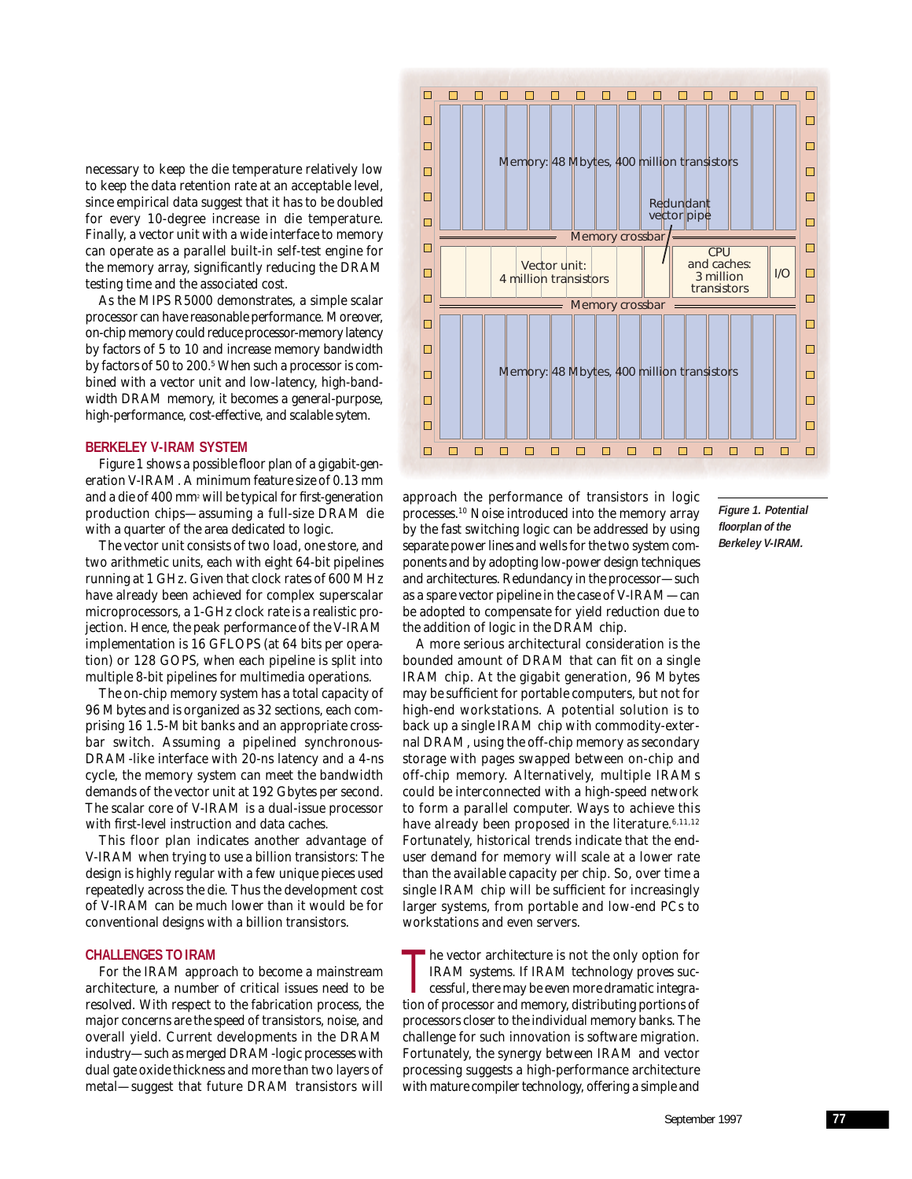necessary to keep the die temperature relatively low to keep the data retention rate at an acceptable level, since empirical data suggest that it has to be doubled for every 10-degree increase in die temperature. Finally, a vector unit with a wide interface to memory can operate as a parallel built-in self-test engine for the memory array, significantly reducing the DRAM testing time and the associated cost.

As the MIPS R5000 demonstrates, a simple scalar processor can have reasonable performance. Moreover, on-chip memory could reduce processor-memory latency by factors of 5 to 10 and increase memory bandwidth by factors of 50 to 200.[5] When such a processor is combined with a vector unit and low-latency, high-bandwidth DRAM memory, it becomes a general-purpose, high-performance, cost-effective, and scalable sytem.

## BERKELEY V-IRAM SYSTEM

Figure 1 shows a possible floor plan of a gigabit-generation V-IRAM. A minimum feature size of 0.13 mm and a die of 400 mm² will be typical for first-generation production chips—assuming a full-size DRAM die with a quarter of the area dedicated to logic.

The vector unit consists of two load, one store, and two arithmetic units, each with eight 64-bit pipelines running at 1 GHz. Given that clock rates of 600 MHz have already been achieved for complex superscalar microprocessors, a 1-GHz clock rate is a realistic projection. Hence, the peak performance of the V-IRAM implementation is 16 GFLOPS (at 64 bits per operation) or 128 GOPS, when each pipeline is split into multiple 8-bit pipelines for multimedia operations.

The on-chip memory system has a total capacity of 96 Mbytes and is organized as 32 sections, each comprising 16 1.5-Mbit banks and an appropriate crossbar switch. Assuming a pipelined synchronous-DRAM-like interface with 20-ns latency and a 4-ns cycle, the memory system can meet the bandwidth demands of the vector unit at 192 Gbytes per second. The scalar core of V-IRAM is a dual-issue processor with first-level instruction and data caches.

This floor plan indicates another advantage of V-IRAM when trying to use a billion transistors: The design is highly regular with a few unique pieces used repeatedly across the die. Thus the development cost of V-IRAM can be much lower than it would be for conventional designs with a billion transistors.

*Figure 1. Potential floorplan of the Berkeley V-IRAM.*

## CHALLENGES TO IRAM

For the IRAM approach to become a mainstream architecture, a number of critical issues need to be resolved. With respect to the fabrication process, the major concerns are the speed of transistors, noise, and overall yield. Current developments in the DRAM industry—such as merged DRAM-logic processes with dual gate oxide thickness and more than two layers of metal—suggest that future DRAM transistors will approach the performance of transistors in logic processes.[10] Noise introduced into the memory array by the fast switching logic can be addressed by using separate power lines and wells for the two system components and architectures and by adopting low-power design techniques and architectures. Redundancy in the processor—such as a spare vector pipeline in the case of V-IRAM—can be adopted to compensate for yield reduction due to the addition of logic in the DRAM chip.

A more serious architectural consideration is the bounded amount of DRAM that can fit on a single IRAM chip. At the gigabit generation, 96 Mbytes may be sufficient for portable computers, but not for high-end workstations. A potential solution is to back up a single IRAM chip with commodity-external DRAM, using the off-chip memory as secondary storage with pages swapped between on-chip and off-chip memory. Alternatively, multiple IRAMs could be interconnected with a high-speed network to form a parallel computer. Ways to achieve this have already been proposed in the literature.[6,11,12] Fortunately, historical trends indicate that the end-user demand for memory will scale at a lower rate than the available capacity per chip. So, over time a single IRAM chip will be sufficient for increasingly larger systems, from portable and low-end PCs to workstations and even servers.

The vector architecture is not the only option for IRAM systems. If IRAM technology proves successful, there may be even more dramatic integration of processor and memory, distributing portions of processors closer to the individual memory banks. The challenge for such innovation is software migration. Fortunately, the synergy between IRAM and vector processing suggests a high-performance architecture with mature compiler technology, offering a simple and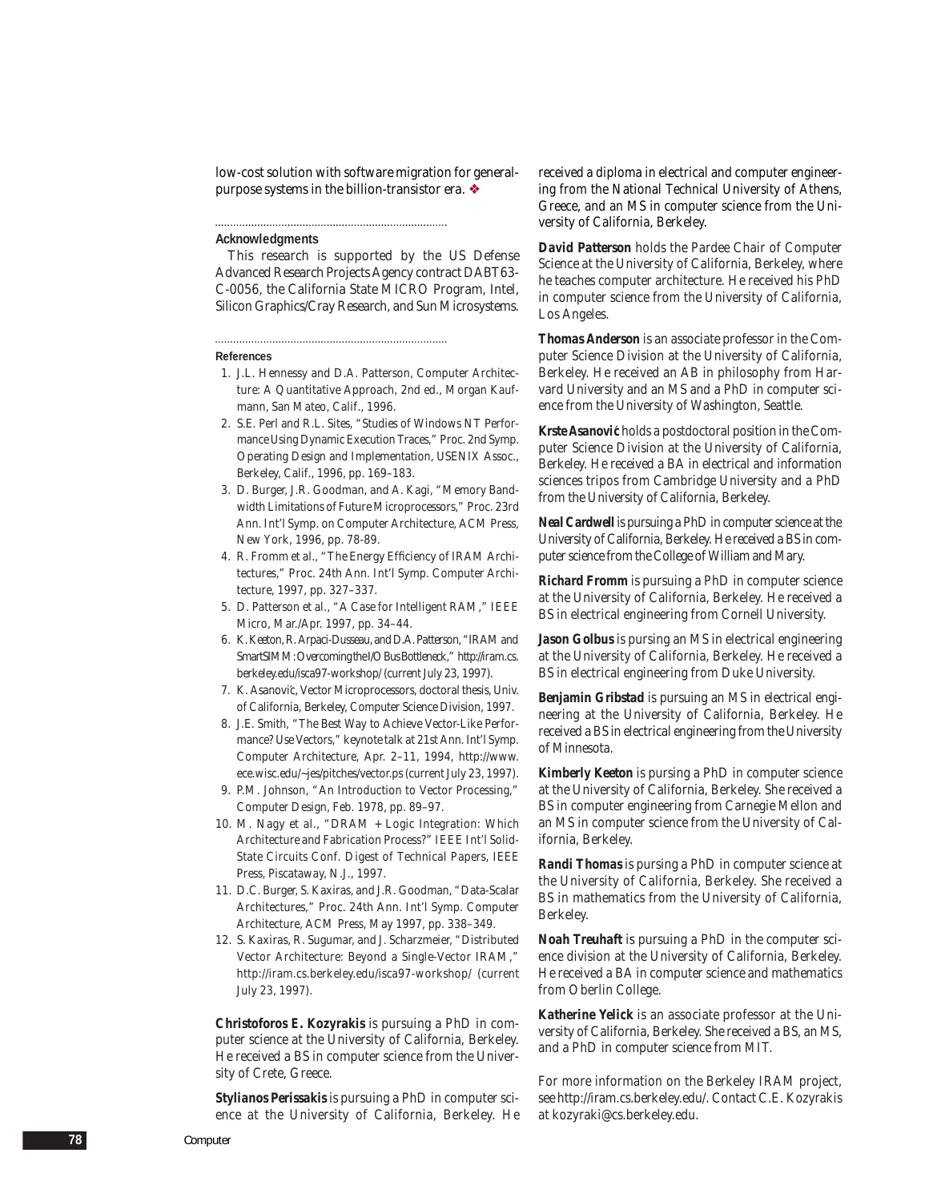low-cost solution with software migration for general-purpose systems in the billion-transistor era. ❖

## Acknowledgments

This research is supported by the US Defense Advanced Research Projects Agency contract DABT63-C-0056, the California State MICRO Program, Intel, Silicon Graphics/Cray Research, and Sun Microsystems.

## References

1. J.L. Hennessy and D.A. Patterson, *Computer Architecture: A Quantitative Approach*, 2nd ed., Morgan Kaufmann, San Mateo, Calif., 1996.
2. S.E. Perl and R.L. Sites, "Studies of Windows NT Performance Using Dynamic Execution Traces," *Proc. 2nd Symp. Operating Design and Implementation*, USENIX Assoc., Berkeley, Calif., 1996, pp. 169–183.
3. D. Burger, J.R. Goodman, and A. Kagi, "Memory Bandwidth Limitations of Future Microprocessors," *Proc. 23rd Ann. Int'l Symp. on Computer Architecture*, ACM Press, New York, 1996, pp. 78-89.
4. R. Fromm et al., "The Energy Efficiency of IRAM Architectures," *Proc. 24th Ann. Int'l Symp. Computer Architecture*, 1997, pp. 327–337.
5. D. Patterson et al., "A Case for Intelligent RAM," *IEEE Micro*, Mar./Apr. 1997, pp. 34–44.
6. K. Keeton, R. Arpaci-Dusseau, and D.A. Patterson, "IRAM and SmartSIMM: Overcoming the I/O Bus Bottleneck," http://iram.cs.berkeley.edu/isca97-workshop/ (current July 23, 1997).
7. K. Asanović, *Vector Microprocessors*, doctoral thesis, Univ. of California, Berkeley, Computer Science Division, 1997.
8. J.E. Smith, "The Best Way to Achieve Vector-Like Performance? Use Vectors," keynote talk at 21st Ann. Int'l Symp. Computer Architecture, Apr. 2–11, 1994, http://www.ece.wisc.edu/~jes/pitches/vector.ps (current July 23, 1997).
9. P.M. Johnson, "An Introduction to Vector Processing," *Computer Design*, Feb. 1978, pp. 89–97.
10. M. Nagy et al., "DRAM + Logic Integration: Which Architecture and Fabrication Process?" *IEEE Int'l Solid-State Circuits Conf. Digest of Technical Papers*, IEEE Press, Piscataway, N.J., 1997.
11. D.C. Burger, S. Kaxiras, and J.R. Goodman, "Data-Scalar Architectures," *Proc. 24th Ann. Int'l Symp. Computer Architecture*, ACM Press, May 1997, pp. 338–349.
12. S. Kaxiras, R. Sugumar, and J. Scharzmeier, "Distributed Vector Architecture: Beyond a Single-Vector IRAM," http://iram.cs.berkeley.edu/isca97-workshop/ (current July 23, 1997).

**Christoforos E. Kozyrakis** is pursuing a PhD in computer science at the University of California, Berkeley. He received a BS in computer science from the University of Crete, Greece.

**Stylianos Perissakis** is pursuing a PhD in computer science at the University of California, Berkeley. He received a diploma in electrical and computer engineering from the National Technical University of Athens, Greece, and an MS in computer science from the University of California, Berkeley.

**David Patterson** holds the Pardee Chair of Computer Science at the University of California, Berkeley, where he teaches computer architecture. He received his PhD in computer science from the University of California, Los Angeles.

**Thomas Anderson** is an associate professor in the Computer Science Division at the University of California, Berkeley. He received an AB in philosophy from Harvard University and an MS and a PhD in computer science from the University of Washington, Seattle.

**Krste Asanović** holds a postdoctoral position in the Computer Science Division at the University of California, Berkeley. He received a BA in electrical and information sciences tripos from Cambridge University and a PhD from the University of California, Berkeley.

**Neal Cardwell** is pursuing a PhD in computer science at the University of California, Berkeley. He received a BS in computer science from the College of William and Mary.

**Richard Fromm** is pursuing a PhD in computer science at the University of California, Berkeley. He received a BS in electrical engineering from Cornell University.

**Jason Golbus** is pursing an MS in electrical engineering at the University of California, Berkeley. He received a BS in electrical engineering from Duke University.

**Benjamin Gribstad** is pursuing an MS in electrical engineering at the University of California, Berkeley. He received a BS in electrical engineering from the University of Minnesota.

**Kimberly Keeton** is pursing a PhD in computer science at the University of California, Berkeley. She received a BS in computer engineering from Carnegie Mellon and an MS in computer science from the University of California, Berkeley.

**Randi Thomas** is pursing a PhD in computer science at the University of California, Berkeley. She received a BS in mathematics from the University of California, Berkeley.

**Noah Treuhaft** is pursuing a PhD in the computer science division at the University of California, Berkeley. He received a BA in computer science and mathematics from Oberlin College.

**Katherine Yelick** is an associate professor at the University of California, Berkeley. She received a BS, an MS, and a PhD in computer science from MIT.

For more information on the Berkeley IRAM project, see http://iram.cs.berkeley.edu/. Contact C.E. Kozyrakis at kozyraki@cs.berkeley.edu.